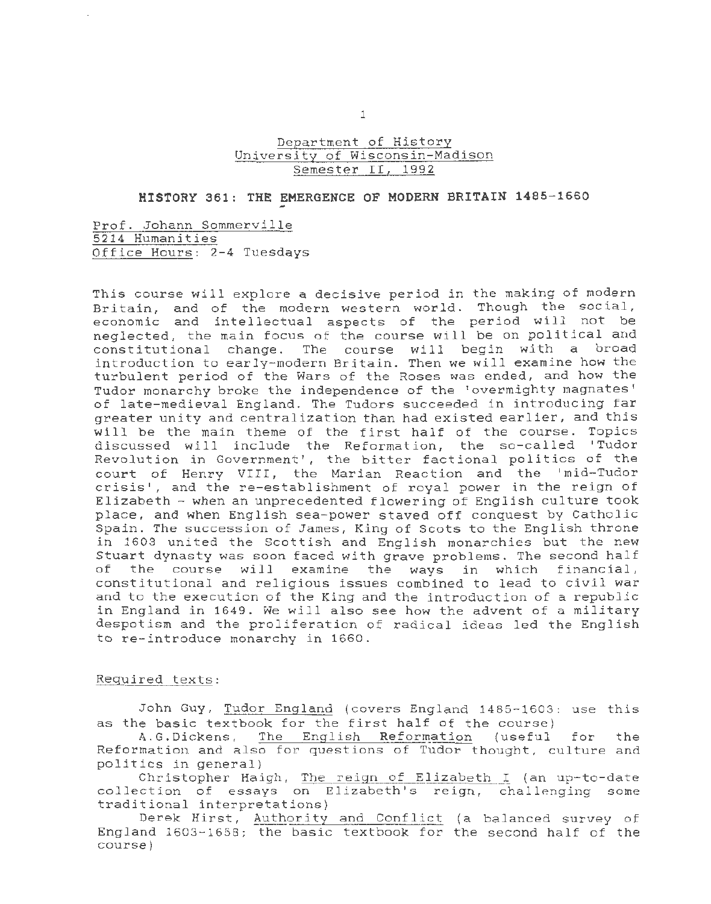Department of History
University of Wisconsin-Madison
Semester II, 1992

## HISTORY 361: THE EMERGENCE OF MODERN BRITAIN 1485-1660

Prof. Johann Sommerville
5214 Humanities
Office Hours: 2-4 Tuesdays

This course will explore a decisive period in the making of modern Britain, and of the modern western world. Though the social, economic and intellectual aspects of the period will not be neglected, the main focus of the course will be on political and constitutional change. The course will begin with a broad introduction to early-modern Britain. Then we will examine how the turbulent period of the Wars of the Roses was ended, and how the Tudor monarchy broke the independence of the 'overmighty magnates' of late-medieval England. The Tudors succeeded in introducing far greater unity and centralization than had existed earlier, and this will be the main theme of the first half of the course. Topics discussed will include the Reformation, the so-called 'Tudor Revolution in Government', the bitter factional politics of the court of Henry VIII, the Marian Reaction and the 'mid-Tudor crisis', and the re-establishment of royal power in the reign of Elizabeth - when an unprecedented flowering of English culture took place, and when English sea-power staved off conquest by Catholic Spain. The succession of James, King of Scots to the English throne in 1603 united the Scottish and English monarchies but the new Stuart dynasty was soon faced with grave problems. The second half of the course will examine the ways in which financial, constitutional and religious issues combined to lead to civil war and to the execution of the King and the introduction of a republic in England in 1649. We will also see how the advent of a military despotism and the proliferation of radical ideas led the English to re-introduce monarchy in 1660.

Required texts:

John Guy, Tudor England (covers England 1485-1603: use this as the basic textbook for the first half of the course)

A.G.Dickens, The English Reformation (useful for the Reformation and also for questions of Tudor thought, culture and politics in general)

Christopher Haigh, The reign of Elizabeth I (an up-to-date collection of essays on Elizabeth's reign, challenging some traditional interpretations)

Derek Hirst, Authority and Conflict (a balanced survey of England 1603-1658; the basic textbook for the second half of the course)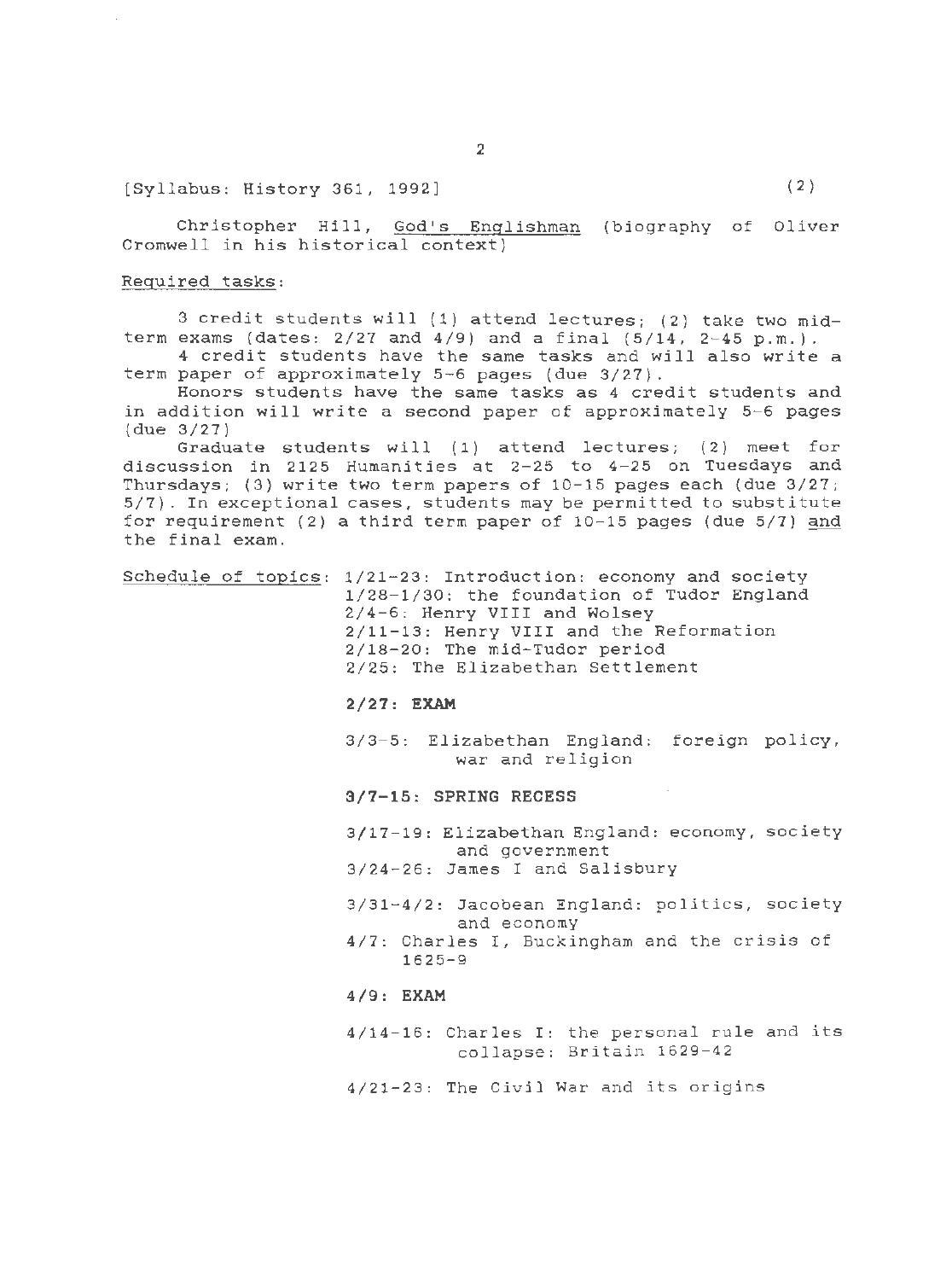[Syllabus: History 361, 1992] (2)

Christopher Hill, God's Englishman (biography of Oliver Cromwell in his historical context)

Required tasks:

3 credit students will (1) attend lectures; (2) take two mid-term exams (dates: 2/27 and 4/9) and a final (5/14, 2-45 p.m.).

4 credit students have the same tasks and will also write a term paper of approximately 5-6 pages (due 3/27).

Honors students have the same tasks as 4 credit students and in addition will write a second paper of approximately 5-6 pages (due 3/27)

Graduate students will (1) attend lectures; (2) meet for discussion in 2125 Humanities at 2-25 to 4-25 on Tuesdays and Thursdays; (3) write two term papers of 10-15 pages each (due 3/27; 5/7). In exceptional cases, students may be permitted to substitute for requirement (2) a third term paper of 10-15 pages (due 5/7) and the final exam.

Schedule of topics:

1/21-23: Introduction: economy and society
1/28-1/30: the foundation of Tudor England
2/4-6: Henry VIII and Wolsey
2/11-13: Henry VIII and the Reformation
2/18-20: The mid-Tudor period
2/25: The Elizabethan Settlement

**2/27: EXAM**

3/3-5: Elizabethan England: foreign policy, war and religion

**3/7-15: SPRING RECESS**

3/17-19: Elizabethan England: economy, society and government
3/24-26: James I and Salisbury

3/31-4/2: Jacobean England: politics, society and economy
4/7: Charles I, Buckingham and the crisis of 1625-9

**4/9: EXAM**

4/14-16: Charles I: the personal rule and its collapse: Britain 1629-42

4/21-23: The Civil War and its origins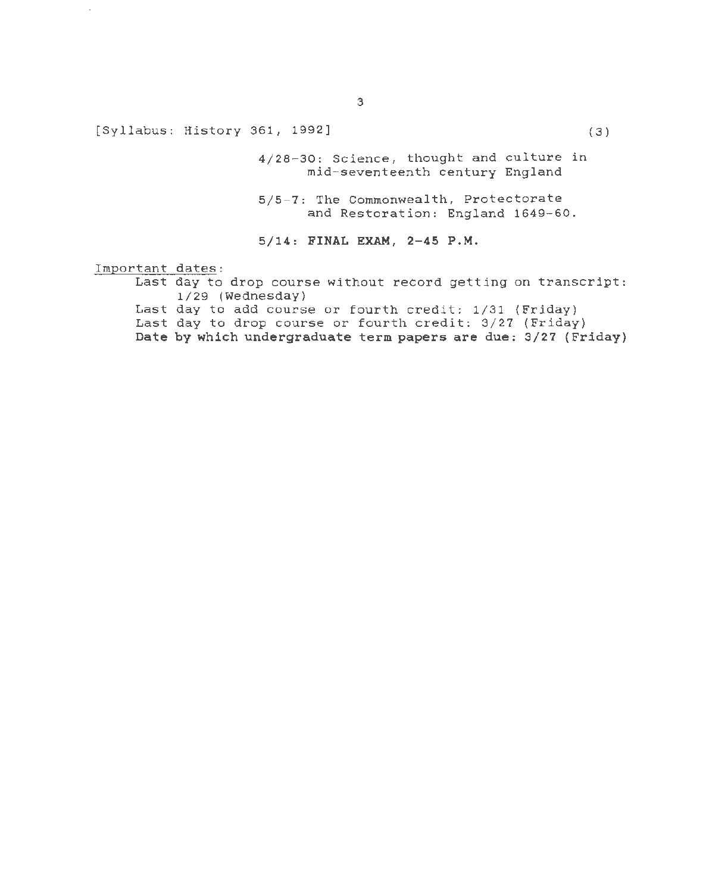4/28-30: Science, thought and culture in mid-seventeenth century England

5/5-7: The Commonwealth, Protectorate and Restoration: England 1649-60.

**5/14: FINAL EXAM, 2-45 P.M.**

Important dates:

Last day to drop course without record getting on transcript: 1/29 (Wednesday)
Last day to add course or fourth credit: 1/31 (Friday)
Last day to drop course or fourth credit: 3/27 (Friday)
**Date by which undergraduate term papers are due: 3/27 (Friday)**